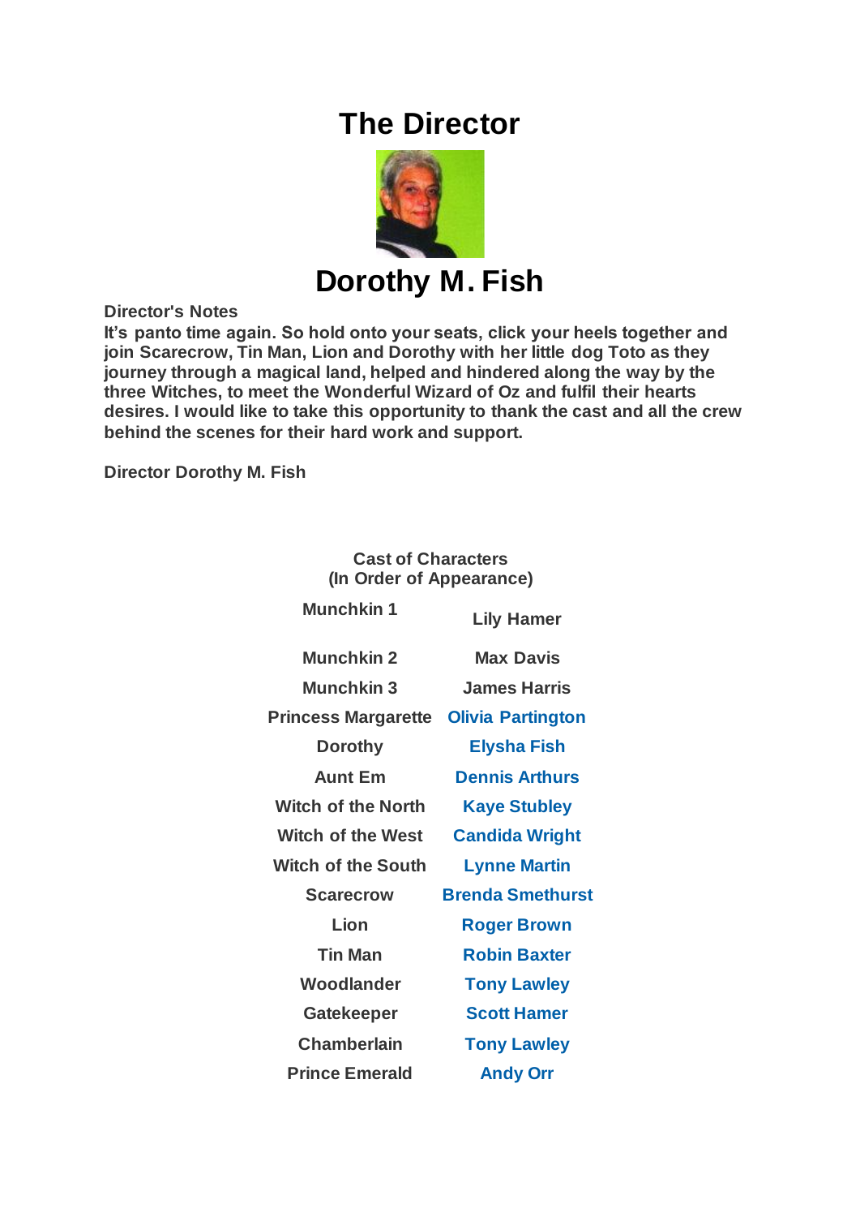# The Director

## Dorothy M. Fish

**Director's Notes**

**It's panto time again. So hold onto your seats, click your heels together and join Scarecrow, Tin Man, Lion and Dorothy with her little dog Toto as they journey through a magical land, helped and hindered along the way by the three Witches, to meet the Wonderful Wizard of Oz and fulfil their hearts desires. I would like to take this opportunity to thank the cast and all the crew behind the scenes for their hard work and support.**

**Director Dorothy M. Fish**

**Cast of Characters**
**(In Order of Appearance)**

| Character | Cast |
|---|---|
| Munchkin 1 | Lily Hamer |
| Munchkin 2 | Max Davis |
| Munchkin 3 | James Harris |
| Princess Margarette | Olivia Partington |
| Dorothy | Elysha Fish |
| Aunt Em | Dennis Arthurs |
| Witch of the North | Kaye Stubley |
| Witch of the West | Candida Wright |
| Witch of the South | Lynne Martin |
| Scarecrow | Brenda Smethurst |
| Lion | Roger Brown |
| Tin Man | Robin Baxter |
| Woodlander | Tony Lawley |
| Gatekeeper | Scott Hamer |
| Chamberlain | Tony Lawley |
| Prince Emerald | Andy Orr |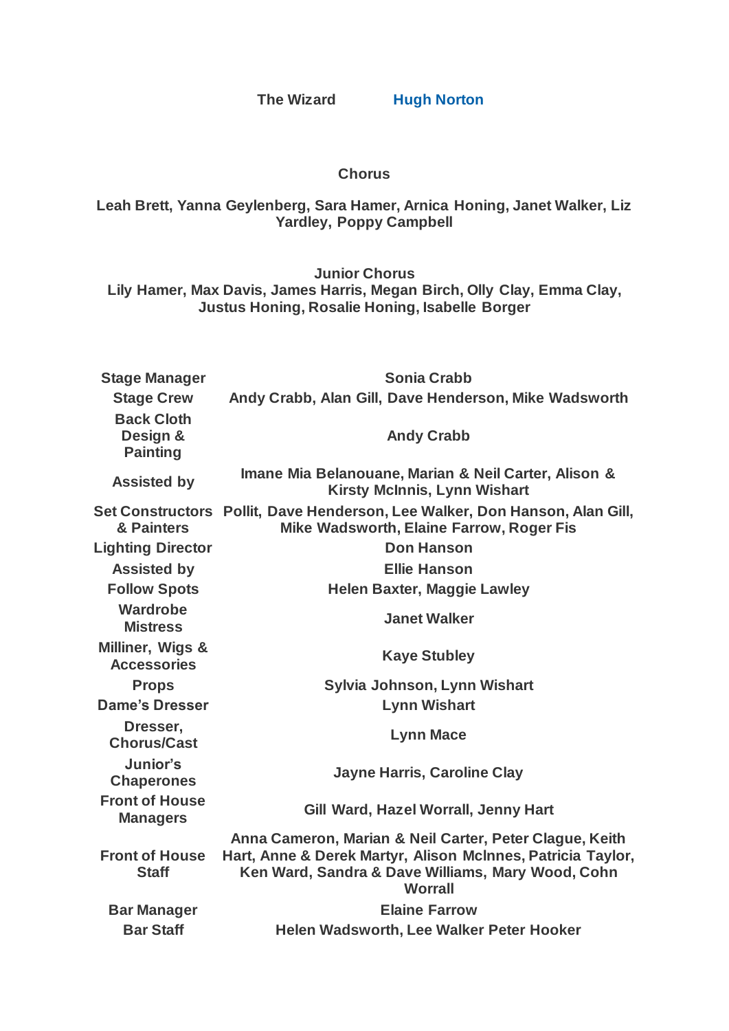**The Wizard** **Hugh Norton**

**Chorus**

**Leah Brett, Yanna Geylenberg, Sara Hamer, Arnica Honing, Janet Walker, Liz Yardley, Poppy Campbell**

**Junior Chorus**

**Lily Hamer, Max Davis, James Harris, Megan Birch, Olly Clay, Emma Clay, Justus Honing, Rosalie Honing, Isabelle Borger**

| | |
|---|---|
| **Stage Manager** | **Sonia Crabb** |
| **Stage Crew** | **Andy Crabb, Alan Gill, Dave Henderson, Mike Wadsworth** |
| **Back Cloth Design & Painting** | **Andy Crabb** |
| **Assisted by** | **Imane Mia Belanouane, Marian & Neil Carter, Alison & Kirsty McInnis, Lynn Wishart** |
| **Set Constructors & Painters** | **Pollit, Dave Henderson, Lee Walker, Don Hanson, Alan Gill, Mike Wadsworth, Elaine Farrow, Roger Fis** |
| **Lighting Director** | **Don Hanson** |
| **Assisted by** | **Ellie Hanson** |
| **Follow Spots** | **Helen Baxter, Maggie Lawley** |
| **Wardrobe Mistress** | **Janet Walker** |
| **Milliner, Wigs & Accessories** | **Kaye Stubley** |
| **Props** | **Sylvia Johnson, Lynn Wishart** |
| **Dame's Dresser** | **Lynn Wishart** |
| **Dresser, Chorus/Cast** | **Lynn Mace** |
| **Junior's Chaperones** | **Jayne Harris, Caroline Clay** |
| **Front of House Managers** | **Gill Ward, Hazel Worrall, Jenny Hart** |
| **Front of House Staff** | **Anna Cameron, Marian & Neil Carter, Peter Clague, Keith Hart, Anne & Derek Martyr, Alison McInnes, Patricia Taylor, Ken Ward, Sandra & Dave Williams, Mary Wood, Cohn Worrall** |
| **Bar Manager** | **Elaine Farrow** |
| **Bar Staff** | **Helen Wadsworth, Lee Walker Peter Hooker** |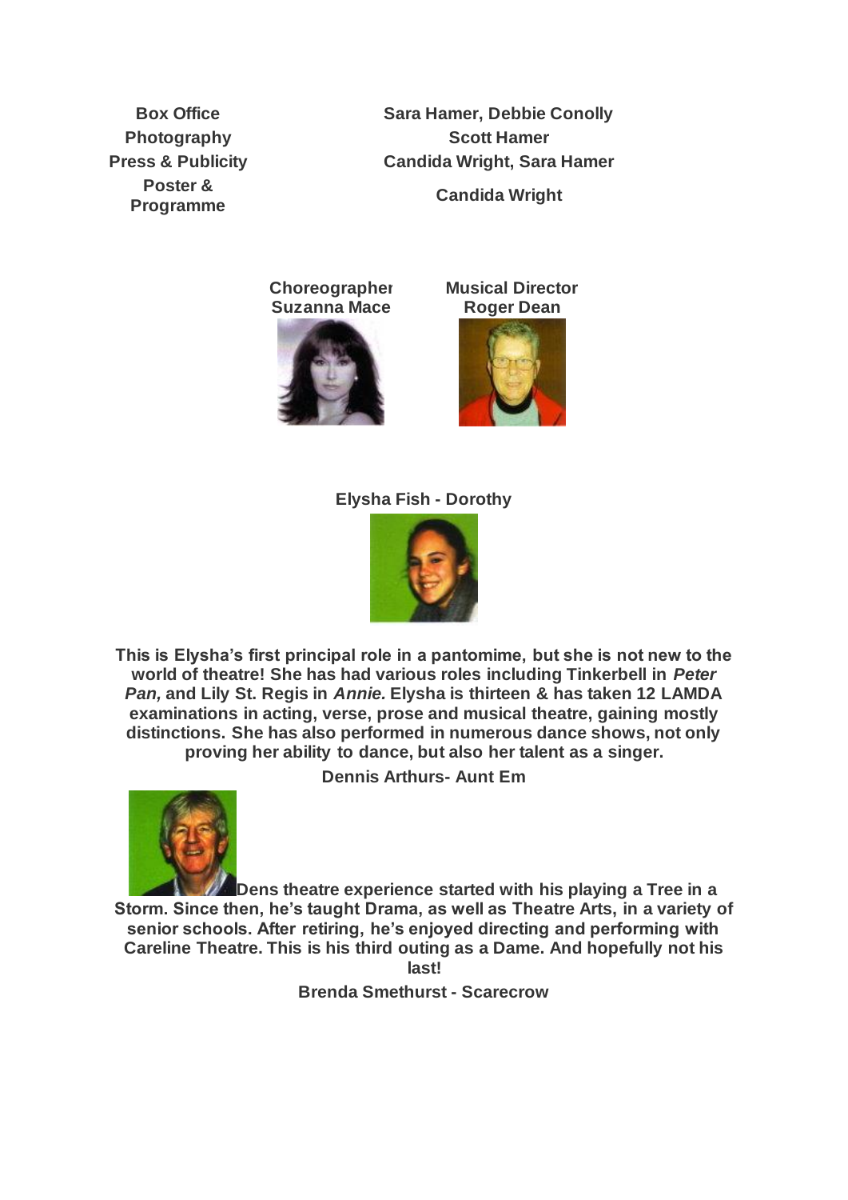| | |
|---|---|
| **Box Office** | **Sara Hamer, Debbie Conolly** |
| **Photography** | **Scott Hamer** |
| **Press & Publicity** | **Candida Wright, Sara Hamer** |
| **Poster & Programme** | **Candida Wright** |

**Choreographer**
**Suzanna Mace**

**Musical Director**
**Roger Dean**

**Elysha Fish - Dorothy**

**This is Elysha's first principal role in a pantomime, but she is not new to the world of theatre! She has had various roles including Tinkerbell in *Peter Pan,* and Lily St. Regis in *Annie.* Elysha is thirteen & has taken 12 LAMDA examinations in acting, verse, prose and musical theatre, gaining mostly distinctions. She has also performed in numerous dance shows, not only proving her ability to dance, but also her talent as a singer.**

**Dennis Arthurs- Aunt Em**

**Dens theatre experience started with his playing a Tree in a Storm. Since then, he's taught Drama, as well as Theatre Arts, in a variety of senior schools. After retiring, he's enjoyed directing and performing with Careline Theatre. This is his third outing as a Dame. And hopefully not his last!**

**Brenda Smethurst - Scarecrow**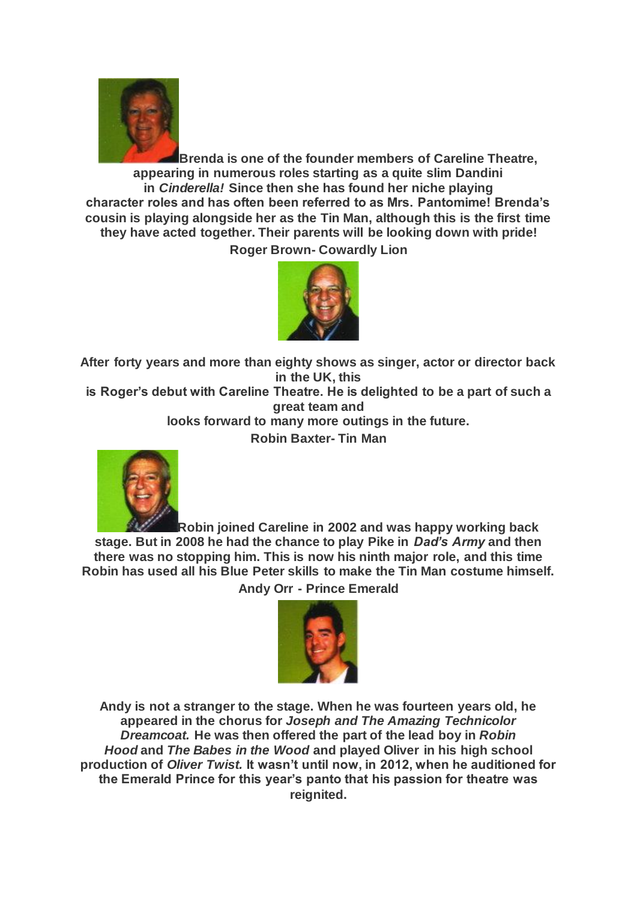**Brenda is one of the founder members of Careline Theatre, appearing in numerous roles starting as a quite slim Dandini in *Cinderella!* Since then she has found her niche playing character roles and has often been referred to as Mrs. Pantomime! Brenda's cousin is playing alongside her as the Tin Man, although this is the first time they have acted together. Their parents will be looking down with pride!**

**Roger Brown- Cowardly Lion**

**After forty years and more than eighty shows as singer, actor or director back in the UK, this is Roger's debut with Careline Theatre. He is delighted to be a part of such a great team and looks forward to many more outings in the future.**

**Robin Baxter- Tin Man**

**Robin joined Careline in 2002 and was happy working back stage. But in 2008 he had the chance to play Pike in *Dad's Army* and then there was no stopping him. This is now his ninth major role, and this time Robin has used all his Blue Peter skills to make the Tin Man costume himself.**

**Andy Orr - Prince Emerald**

**Andy is not a stranger to the stage. When he was fourteen years old, he appeared in the chorus for *Joseph and The Amazing Technicolor Dreamcoat.* He was then offered the part of the lead boy in *Robin Hood* and *The Babes in the Wood* and played Oliver in his high school production of *Oliver Twist.* It wasn't until now, in 2012, when he auditioned for the Emerald Prince for this year's panto that his passion for theatre was reignited.**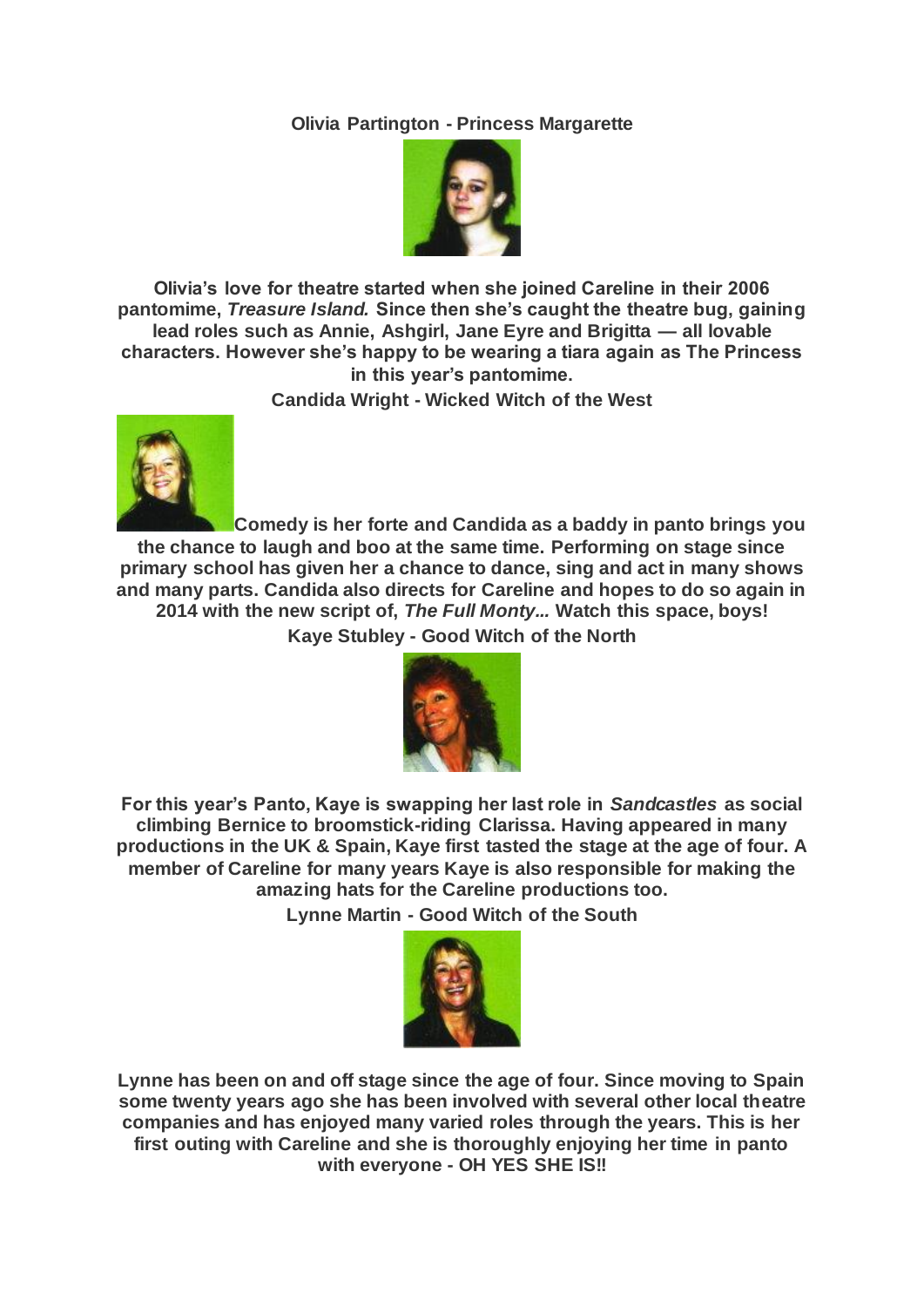**Olivia Partington - Princess Margarette**

**Olivia's love for theatre started when she joined Careline in their 2006 pantomime, *Treasure Island.* Since then she's caught the theatre bug, gaining lead roles such as Annie, Ashgirl, Jane Eyre and Brigitta — all lovable characters. However she's happy to be wearing a tiara again as The Princess in this year's pantomime.**

**Candida Wright - Wicked Witch of the West**

**Comedy is her forte and Candida as a baddy in panto brings you the chance to laugh and boo at the same time. Performing on stage since primary school has given her a chance to dance, sing and act in many shows and many parts. Candida also directs for Careline and hopes to do so again in 2014 with the new script of, *The Full Monty...* Watch this space, boys!**

**Kaye Stubley - Good Witch of the North**

**For this year's Panto, Kaye is swapping her last role in *Sandcastles* as social climbing Bernice to broomstick-riding Clarissa. Having appeared in many productions in the UK & Spain, Kaye first tasted the stage at the age of four. A member of Careline for many years Kaye is also responsible for making the amazing hats for the Careline productions too.**

**Lynne Martin - Good Witch of the South**

**Lynne has been on and off stage since the age of four. Since moving to Spain some twenty years ago she has been involved with several other local theatre companies and has enjoyed many varied roles through the years. This is her first outing with Careline and she is thoroughly enjoying her time in panto with everyone - OH YES SHE IS!!**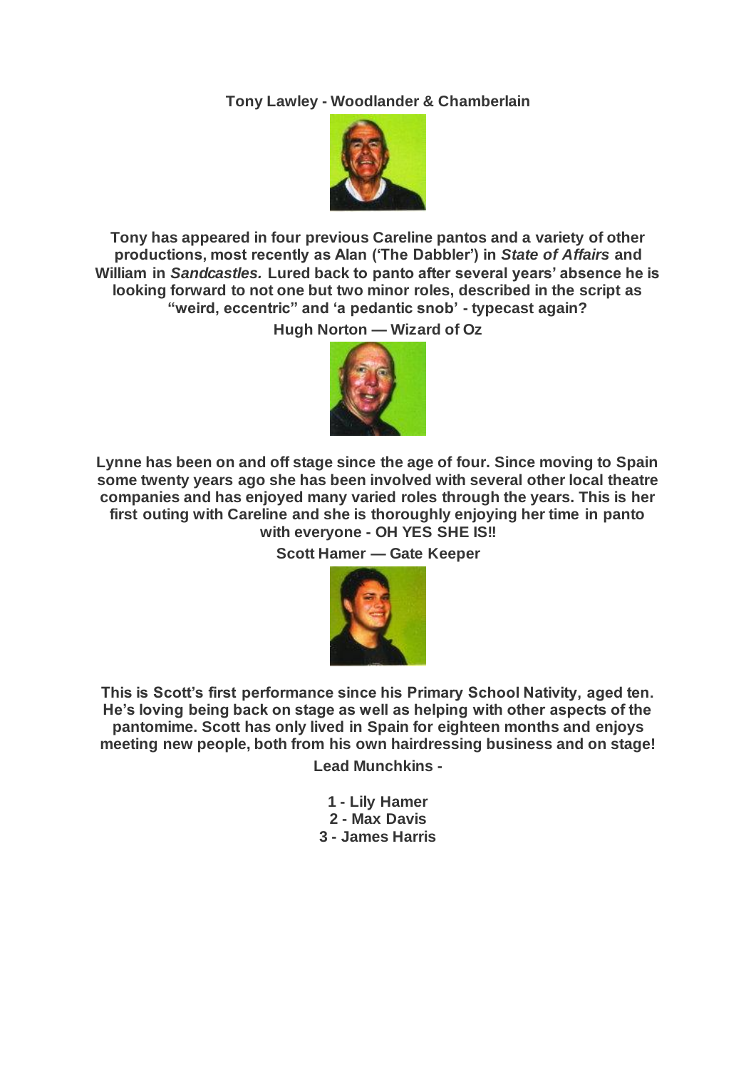**Tony Lawley - Woodlander & Chamberlain**

**Tony has appeared in four previous Careline pantos and a variety of other productions, most recently as Alan ('The Dabbler') in *State of Affairs* and William in *Sandcastles.* Lured back to panto after several years' absence he is looking forward to not one but two minor roles, described in the script as "weird, eccentric" and 'a pedantic snob' - typecast again?**

**Hugh Norton — Wizard of Oz**

**Lynne has been on and off stage since the age of four. Since moving to Spain some twenty years ago she has been involved with several other local theatre companies and has enjoyed many varied roles through the years. This is her first outing with Careline and she is thoroughly enjoying her time in panto with everyone - OH YES SHE IS!!**

**Scott Hamer — Gate Keeper**

**This is Scott's first performance since his Primary School Nativity, aged ten. He's loving being back on stage as well as helping with other aspects of the pantomime. Scott has only lived in Spain for eighteen months and enjoys meeting new people, both from his own hairdressing business and on stage!**

**Lead Munchkins -**

**1 - Lily Hamer**
**2 - Max Davis**
**3 - James Harris**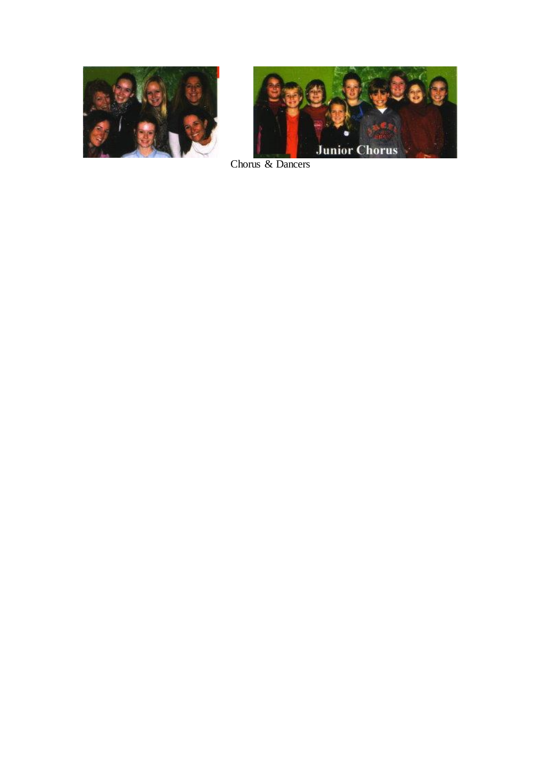Chorus & Dancers